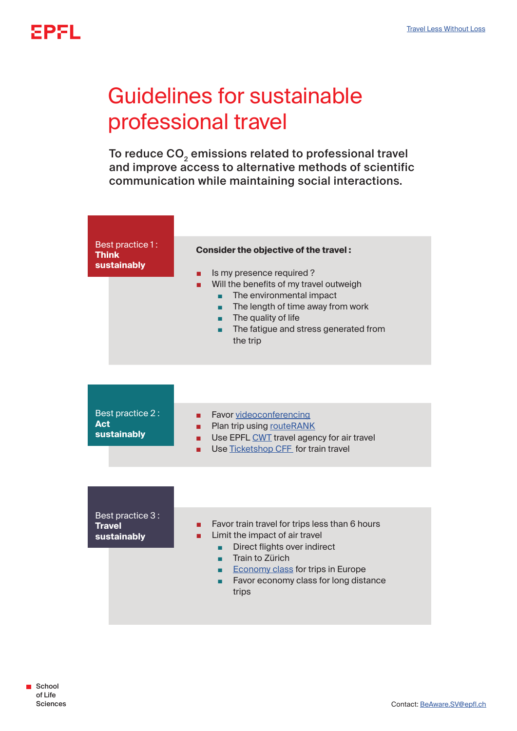# Guidelines for sustainable professional travel

**To reduce $CO_2$ emissions related to professional travel and improve access to alternative methods of scientific communication while maintaining social interactions.**

## Best practice 1 : **Think sustainably**

**Consider the objective of the travel :**

- Is my presence required ?
- Will the benefits of my travel outweigh
  - The environmental impact
  - The length of time away from work
  - The quality of life
  - The fatigue and stress generated from the trip

## Best practice 2 : **Act sustainably**

- Favor videoconferencing
- Plan trip using routeRANK
- Use EPFL CWT travel agency for air travel
- Use Ticketshop CFF for train travel

## Best practice 3 : **Travel sustainably**

- Favor train travel for trips less than 6 hours
- Limit the impact of air travel
  - Direct flights over indirect
  - Train to Zürich
  - Economy class for trips in Europe
  - Favor economy class for long distance trips

School of Life Sciences

Contact: BeAware.SV@epfl.ch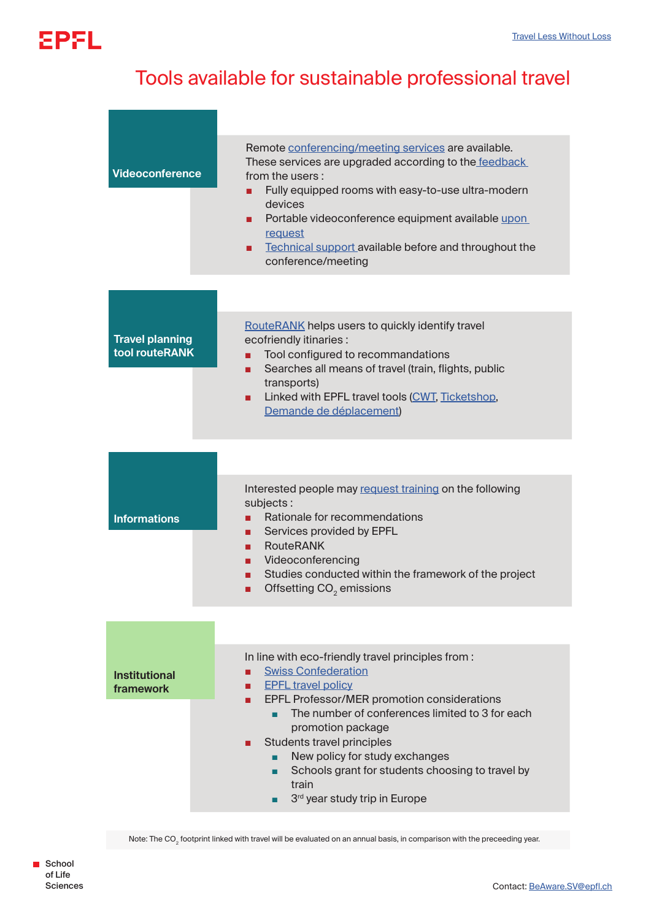# Tools available for sustainable professional travel

## Videoconference

Remote conferencing/meeting services are available. These services are upgraded according to the feedback from the users :

- Fully equipped rooms with easy-to-use ultra-modern devices
- Portable videoconference equipment available upon request
- Technical support available before and throughout the conference/meeting

## Travel planning tool routeRANK

RouteRANK helps users to quickly identify travel ecofriendly itinaries :

- Tool configured to recommandations
- Searches all means of travel (train, flights, public transports)
- Linked with EPFL travel tools (CWT, Ticketshop, Demande de déplacement)

## Informations

Interested people may request training on the following subjects :

- Rationale for recommendations
- Services provided by EPFL
- RouteRANK
- Videoconferencing
- Studies conducted within the framework of the project
- Offsetting $CO_2$ emissions

## Institutional framework

In line with eco-friendly travel principles from :

- Swiss Confederation
- EPFL travel policy
- EPFL Professor/MER promotion considerations
  - The number of conferences limited to 3 for each promotion package
- Students travel principles
  - New policy for study exchanges
  - Schools grant for students choosing to travel by train
  - 3rd year study trip in Europe

Note: The $CO_2$ footprint linked with travel will be evaluated on an annual basis, in comparison with the preceeding year.

School of Life Sciences

Contact: BeAware.SV@epfl.ch